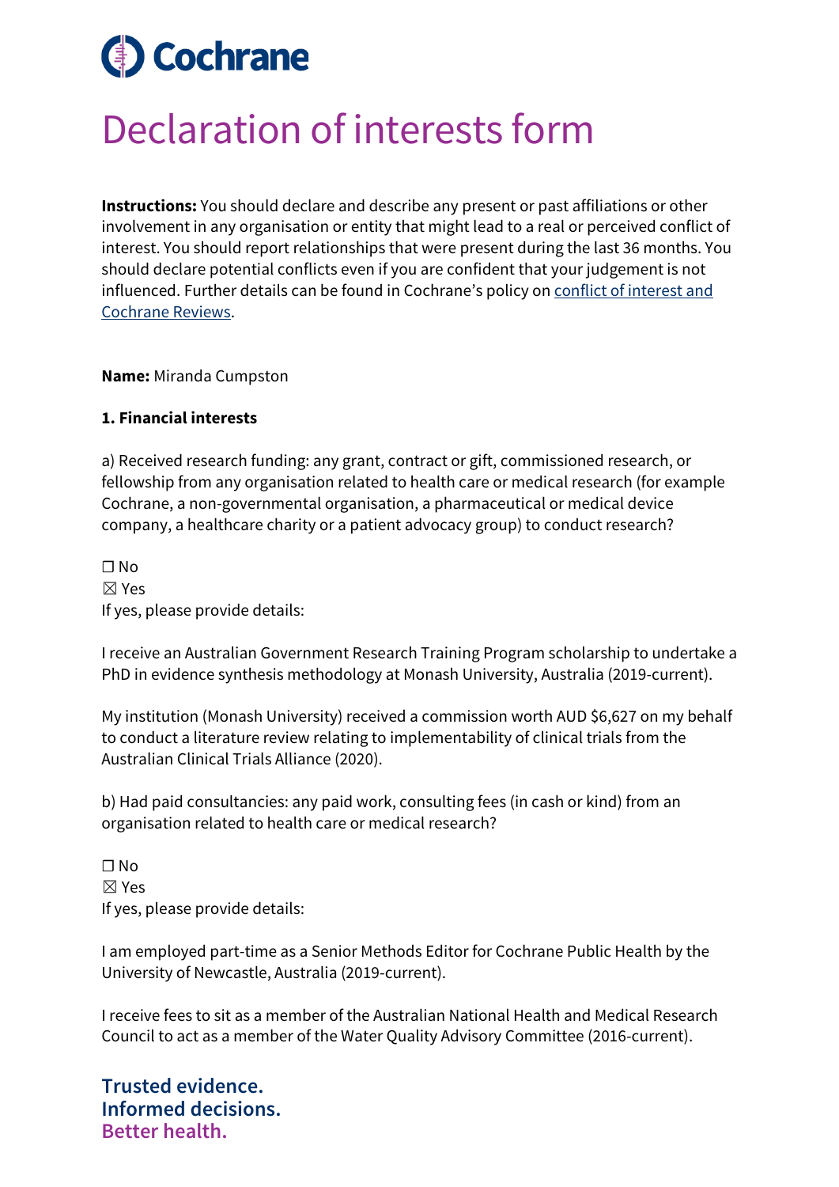# Declaration of interests form

**Instructions:** You should declare and describe any present or past affiliations or other involvement in any organisation or entity that might lead to a real or perceived conflict of interest. You should report relationships that were present during the last 36 months. You should declare potential conflicts even if you are confident that your judgement is not influenced. Further details can be found in Cochrane's policy on [conflict of interest and Cochrane Reviews](#).

**Name:** Miranda Cumpston

**1. Financial interests**

a) Received research funding: any grant, contract or gift, commissioned research, or fellowship from any organisation related to health care or medical research (for example Cochrane, a non-governmental organisation, a pharmaceutical or medical device company, a healthcare charity or a patient advocacy group) to conduct research?

☐ No
☒ Yes
If yes, please provide details:

I receive an Australian Government Research Training Program scholarship to undertake a PhD in evidence synthesis methodology at Monash University, Australia (2019-current).

My institution (Monash University) received a commission worth AUD $6,627 on my behalf to conduct a literature review relating to implementability of clinical trials from the Australian Clinical Trials Alliance (2020).

b) Had paid consultancies: any paid work, consulting fees (in cash or kind) from an organisation related to health care or medical research?

☐ No
☒ Yes
If yes, please provide details:

I am employed part-time as a Senior Methods Editor for Cochrane Public Health by the University of Newcastle, Australia (2019-current).

I receive fees to sit as a member of the Australian National Health and Medical Research Council to act as a member of the Water Quality Advisory Committee (2016-current).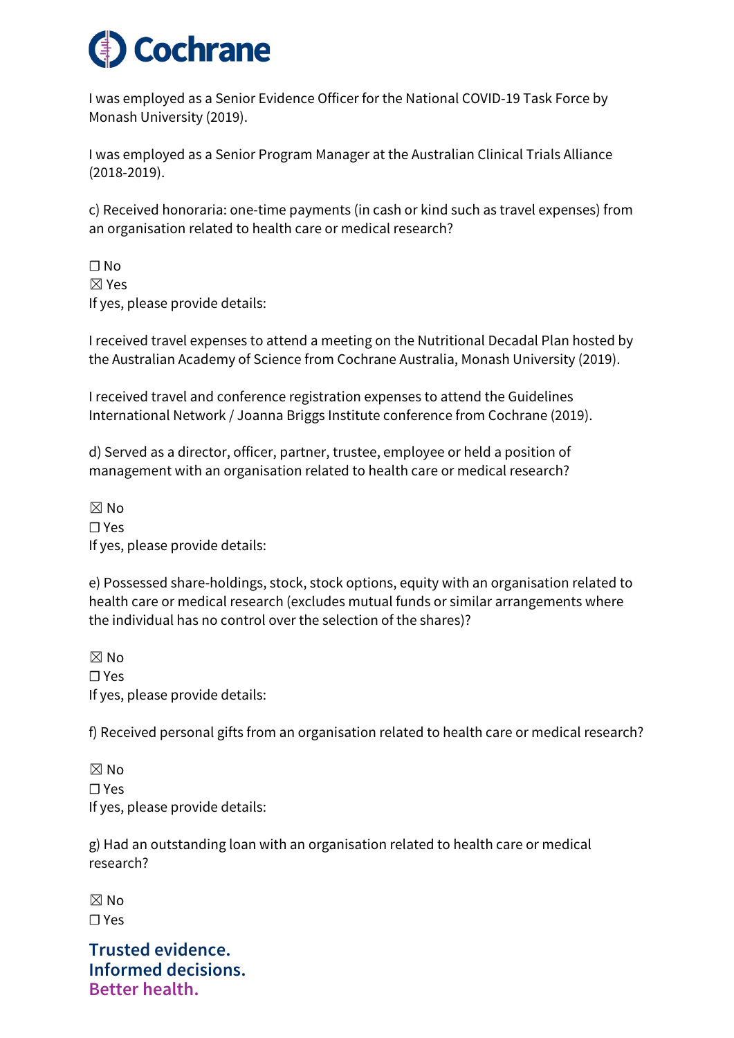I was employed as a Senior Evidence Officer for the National COVID-19 Task Force by Monash University (2019).

I was employed as a Senior Program Manager at the Australian Clinical Trials Alliance (2018-2019).

c) Received honoraria: one-time payments (in cash or kind such as travel expenses) from an organisation related to health care or medical research?

☐ No
☒ Yes
If yes, please provide details:

I received travel expenses to attend a meeting on the Nutritional Decadal Plan hosted by the Australian Academy of Science from Cochrane Australia, Monash University (2019).

I received travel and conference registration expenses to attend the Guidelines International Network / Joanna Briggs Institute conference from Cochrane (2019).

d) Served as a director, officer, partner, trustee, employee or held a position of management with an organisation related to health care or medical research?

☒ No
☐ Yes
If yes, please provide details:

e) Possessed share-holdings, stock, stock options, equity with an organisation related to health care or medical research (excludes mutual funds or similar arrangements where the individual has no control over the selection of the shares)?

☒ No
☐ Yes
If yes, please provide details:

f) Received personal gifts from an organisation related to health care or medical research?

☒ No
☐ Yes
If yes, please provide details:

g) Had an outstanding loan with an organisation related to health care or medical research?

☒ No
☐ Yes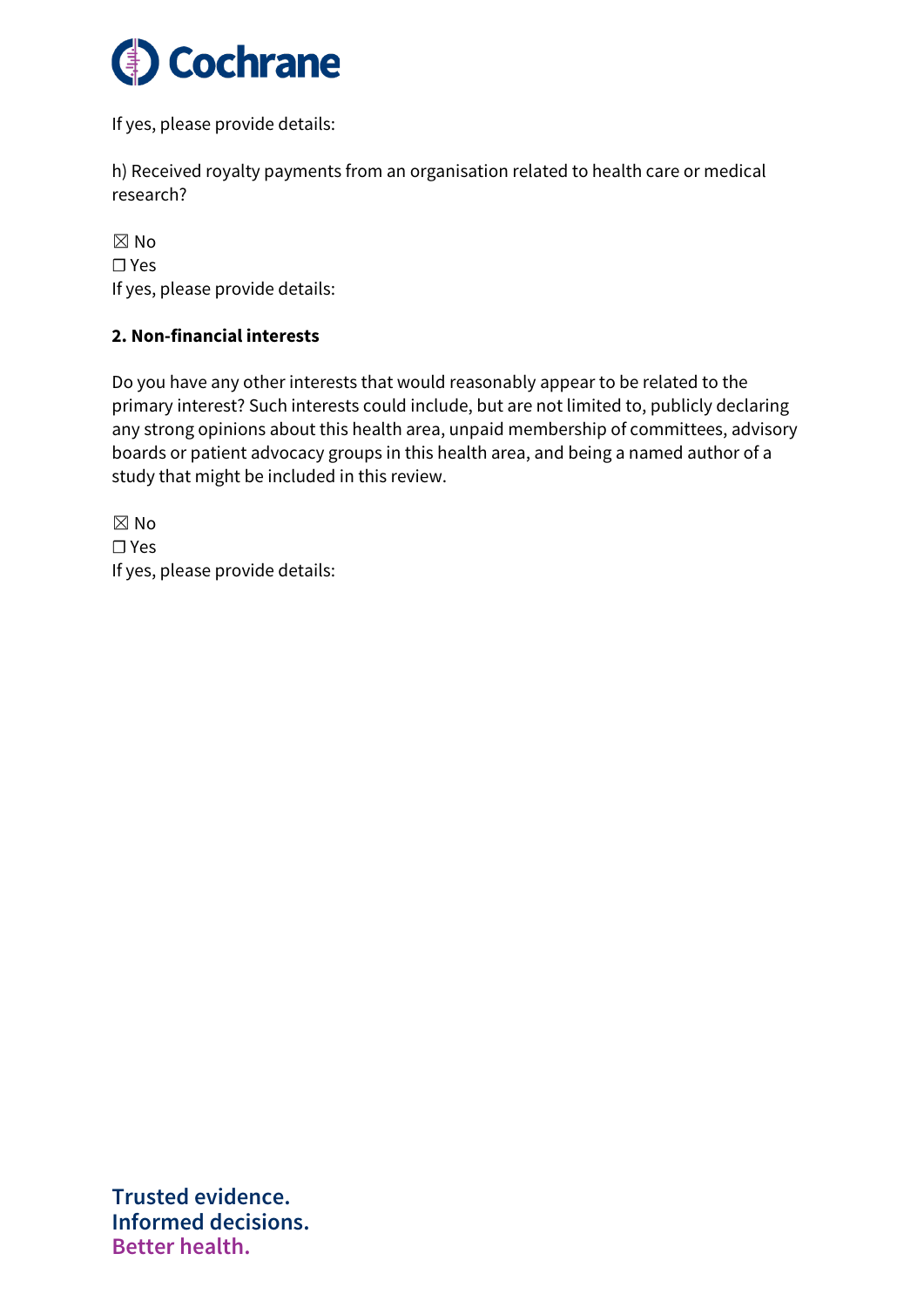If yes, please provide details:

h) Received royalty payments from an organisation related to health care or medical research?

☒ No
☐ Yes
If yes, please provide details:

**2. Non-financial interests**

Do you have any other interests that would reasonably appear to be related to the primary interest? Such interests could include, but are not limited to, publicly declaring any strong opinions about this health area, unpaid membership of committees, advisory boards or patient advocacy groups in this health area, and being a named author of a study that might be included in this review.

☒ No
☐ Yes
If yes, please provide details: